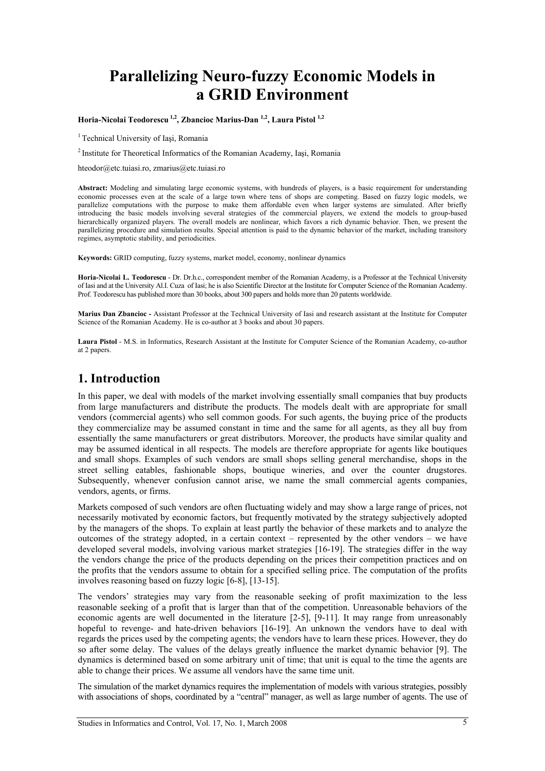# Parallelizing Neuro-fuzzy Economic Models in a GRID Environment

**Horia-Nicolai Teodorescu [1,2], Zbancioc Marius-Dan [1,2], Laura Pistol [1,2]**

[1] Technical University of Iaşi, Romania

[2] Institute for Theoretical Informatics of the Romanian Academy, Iaşi, Romania

hteodor@etc.tuiasi.ro, zmarius@etc.tuiasi.ro

**Abstract:** Modeling and simulating large economic systems, with hundreds of players, is a basic requirement for understanding economic processes even at the scale of a large town where tens of shops are competing. Based on fuzzy logic models, we parallelize computations with the purpose to make them affordable even when larger systems are simulated. After briefly introducing the basic models involving several strategies of the commercial players, we extend the models to group-based hierarchically organized players. The overall models are nonlinear, which favors a rich dynamic behavior. Then, we present the parallelizing procedure and simulation results. Special attention is paid to the dynamic behavior of the market, including transitory regimes, asymptotic stability, and periodicities.

**Keywords:** GRID computing, fuzzy systems, market model, economy, nonlinear dynamics

**Horia-Nicolai L. Teodorescu** - Dr. Dr.h.c., correspondent member of the Romanian Academy, is a Professor at the Technical University of Iasi and at the University Al.I. Cuza of Iasi; he is also Scientific Director at the Institute for Computer Science of the Romanian Academy. Prof. Teodorescu has published more than 30 books, about 300 papers and holds more than 20 patents worldwide.

**Marius Dan Zbancioc -** Assistant Professor at the Technical University of Iasi and research assistant at the Institute for Computer Science of the Romanian Academy. He is co-author at 3 books and about 30 papers.

**Laura Pistol** - M.S. in Informatics, Research Assistant at the Institute for Computer Science of the Romanian Academy, co-author at 2 papers.

## 1. Introduction

In this paper, we deal with models of the market involving essentially small companies that buy products from large manufacturers and distribute the products. The models dealt with are appropriate for small vendors (commercial agents) who sell common goods. For such agents, the buying price of the products they commercialize may be assumed constant in time and the same for all agents, as they all buy from essentially the same manufacturers or great distributors. Moreover, the products have similar quality and may be assumed identical in all respects. The models are therefore appropriate for agents like boutiques and small shops. Examples of such vendors are small shops selling general merchandise, shops in the street selling eatables, fashionable shops, boutique wineries, and over the counter drugstores. Subsequently, whenever confusion cannot arise, we name the small commercial agents companies, vendors, agents, or firms.

Markets composed of such vendors are often fluctuating widely and may show a large range of prices, not necessarily motivated by economic factors, but frequently motivated by the strategy subjectively adopted by the managers of the shops. To explain at least partly the behavior of these markets and to analyze the outcomes of the strategy adopted, in a certain context – represented by the other vendors – we have developed several models, involving various market strategies [16-19]. The strategies differ in the way the vendors change the price of the products depending on the prices their competition practices and on the profits that the vendors assume to obtain for a specified selling price. The computation of the profits involves reasoning based on fuzzy logic [6-8], [13-15].

The vendors' strategies may vary from the reasonable seeking of profit maximization to the less reasonable seeking of a profit that is larger than that of the competition. Unreasonable behaviors of the economic agents are well documented in the literature [2-5], [9-11]. It may range from unreasonably hopeful to revenge- and hate-driven behaviors [16-19]. An unknown the vendors have to deal with regards the prices used by the competing agents; the vendors have to learn these prices. However, they do so after some delay. The values of the delays greatly influence the market dynamic behavior [9]. The dynamics is determined based on some arbitrary unit of time; that unit is equal to the time the agents are able to change their prices. We assume all vendors have the same time unit.

The simulation of the market dynamics requires the implementation of models with various strategies, possibly with associations of shops, coordinated by a "central" manager, as well as large number of agents. The use of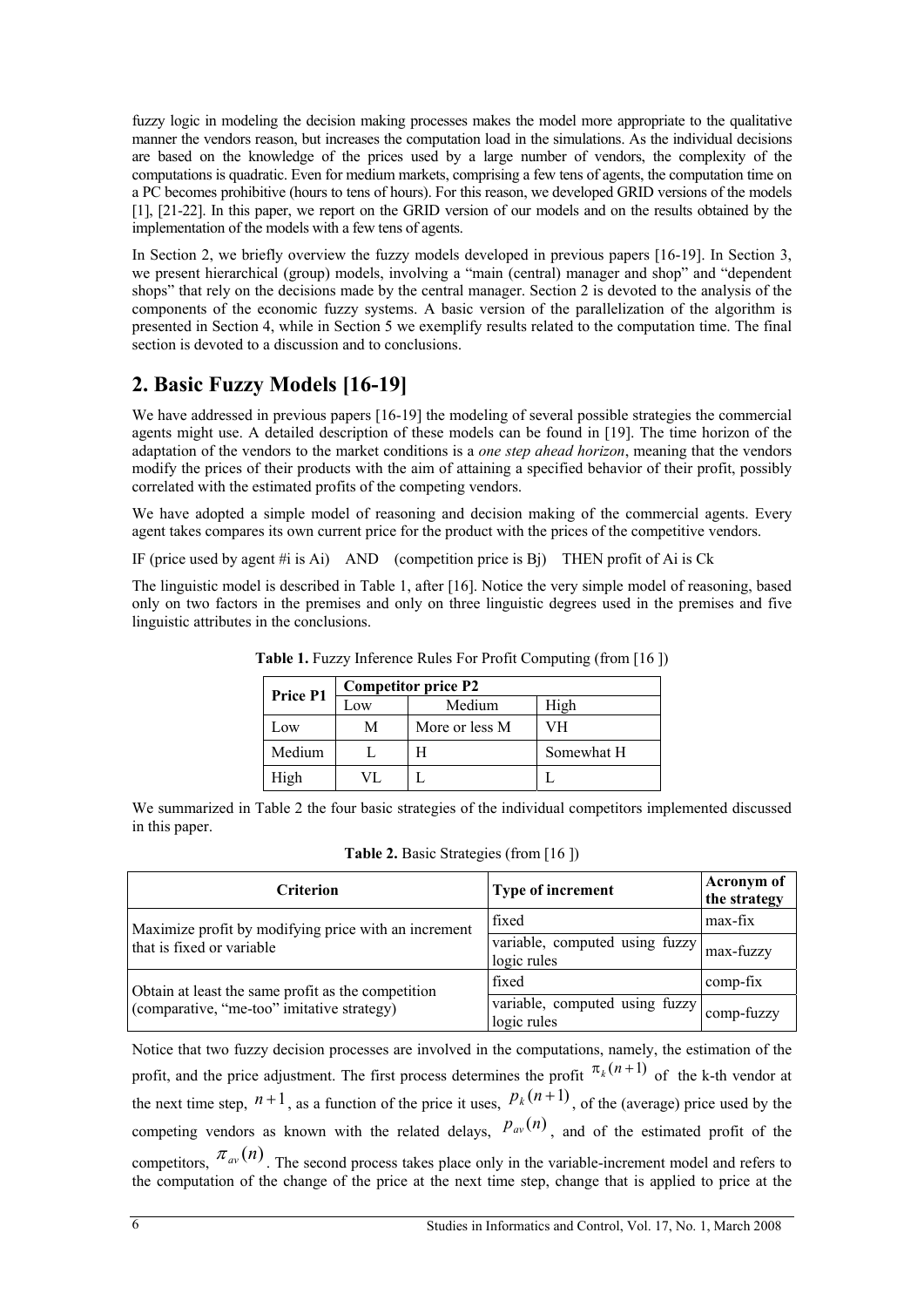fuzzy logic in modeling the decision making processes makes the model more appropriate to the qualitative manner the vendors reason, but increases the computation load in the simulations. As the individual decisions are based on the knowledge of the prices used by a large number of vendors, the complexity of the computations is quadratic. Even for medium markets, comprising a few tens of agents, the computation time on a PC becomes prohibitive (hours to tens of hours). For this reason, we developed GRID versions of the models [1], [21-22]. In this paper, we report on the GRID version of our models and on the results obtained by the implementation of the models with a few tens of agents.

In Section 2, we briefly overview the fuzzy models developed in previous papers [16-19]. In Section 3, we present hierarchical (group) models, involving a "main (central) manager and shop" and "dependent shops" that rely on the decisions made by the central manager. Section 2 is devoted to the analysis of the components of the economic fuzzy systems. A basic version of the parallelization of the algorithm is presented in Section 4, while in Section 5 we exemplify results related to the computation time. The final section is devoted to a discussion and to conclusions.

## 2. Basic Fuzzy Models [16-19]

We have addressed in previous papers [16-19] the modeling of several possible strategies the commercial agents might use. A detailed description of these models can be found in [19]. The time horizon of the adaptation of the vendors to the market conditions is a *one step ahead horizon*, meaning that the vendors modify the prices of their products with the aim of attaining a specified behavior of their profit, possibly correlated with the estimated profits of the competing vendors.

We have adopted a simple model of reasoning and decision making of the commercial agents. Every agent takes compares its own current price for the product with the prices of the competitive vendors.

IF (price used by agent #i is Ai) AND (competition price is Bj) THEN profit of Ai is Ck

The linguistic model is described in Table 1, after [16]. Notice the very simple model of reasoning, based only on two factors in the premises and only on three linguistic degrees used in the premises and five linguistic attributes in the conclusions.

**Table 1.** Fuzzy Inference Rules For Profit Computing (from [16 ])

| **Price P1** | **Competitor price P2** | | |
|---|---|---|---|
| | Low | Medium | High |
| Low | M | More or less M | VH |
| Medium | L | H | Somewhat H |
| High | VL | L | L |

We summarized in Table 2 the four basic strategies of the individual competitors implemented discussed in this paper.

**Table 2.** Basic Strategies (from [16 ])

| **Criterion** | **Type of increment** | **Acronym of the strategy** |
|---|---|---|
| Maximize profit by modifying price with an increment that is fixed or variable | fixed | max-fix |
| | variable, computed using fuzzy logic rules | max-fuzzy |
| Obtain at least the same profit as the competition (comparative, "me-too" imitative strategy) | fixed | comp-fix |
| | variable, computed using fuzzy logic rules | comp-fuzzy |

Notice that two fuzzy decision processes are involved in the computations, namely, the estimation of the profit, and the price adjustment. The first process determines the profit $\pi_k(n+1)$ of the k-th vendor at the next time step, $n+1$, as a function of the price it uses, $p_k(n+1)$, of the (average) price used by the competing vendors as known with the related delays, $p_{av}(n)$, and of the estimated profit of the competitors, $\pi_{av}(n)$. The second process takes place only in the variable-increment model and refers to the computation of the change of the price at the next time step, change that is applied to price at the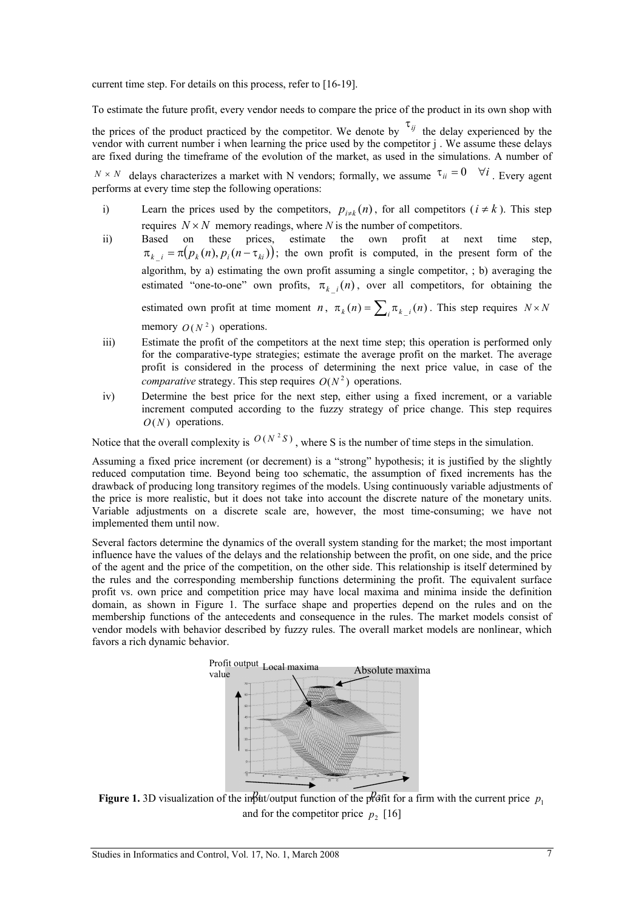current time step. For details on this process, refer to [16-19].

To estimate the future profit, every vendor needs to compare the price of the product in its own shop with the prices of the product practiced by the competitor. We denote by $\tau_{ij}$ the delay experienced by the vendor with current number i when learning the price used by the competitor j . We assume these delays are fixed during the timeframe of the evolution of the market, as used in the simulations. A number of $N \times N$ delays characterizes a market with N vendors; formally, we assume $\tau_{ii} = 0 \quad \forall i$ . Every agent performs at every time step the following operations:

i) Learn the prices used by the competitors, $p_{i \neq k}(n)$, for all competitors ($i \neq k$). This step requires $N \times N$ memory readings, where $N$ is the number of competitors.

ii) Based on these prices, estimate the own profit at next time step, $\pi_{k\_i} = \pi(p_k(n), p_i(n - \tau_{ki}))$; the own profit is computed, in the present form of the algorithm, by a) estimating the own profit assuming a single competitor, ; b) averaging the estimated "one-to-one" own profits, $\pi_{k\_i}(n)$, over all competitors, for obtaining the estimated own profit at time moment $n$, $\pi_k(n) = \sum_i \pi_{k\_i}(n)$. This step requires $N \times N$ memory $O(N^2)$ operations.

iii) Estimate the profit of the competitors at the next time step; this operation is performed only for the comparative-type strategies; estimate the average profit on the market. The average profit is considered in the process of determining the next price value, in case of the *comparative* strategy. This step requires $O(N^2)$ operations.

iv) Determine the best price for the next step, either using a fixed increment, or a variable increment computed according to the fuzzy strategy of price change. This step requires $O(N)$ operations.

Notice that the overall complexity is $O(N^2 S)$, where S is the number of time steps in the simulation.

Assuming a fixed price increment (or decrement) is a "strong" hypothesis; it is justified by the slightly reduced computation time. Beyond being too schematic, the assumption of fixed increments has the drawback of producing long transitory regimes of the models. Using continuously variable adjustments of the price is more realistic, but it does not take into account the discrete nature of the monetary units. Variable adjustments on a discrete scale are, however, the most time-consuming; we have not implemented them until now.

Several factors determine the dynamics of the overall system standing for the market; the most important influence have the values of the delays and the relationship between the profit, on one side, and the price of the agent and the price of the competition, on the other side. This relationship is itself determined by the rules and the corresponding membership functions determining the profit. The equivalent surface profit vs. own price and competition price may have local maxima and minima inside the definition domain, as shown in Figure 1. The surface shape and properties depend on the rules and on the membership functions of the antecedents and consequence in the rules. The market models consist of vendor models with behavior described by fuzzy rules. The overall market models are nonlinear, which favors a rich dynamic behavior.

**Figure 1.** 3D visualization of the input/output function of the profit for a firm with the current price $p_1$ and for the competitor price $p_2$ [16]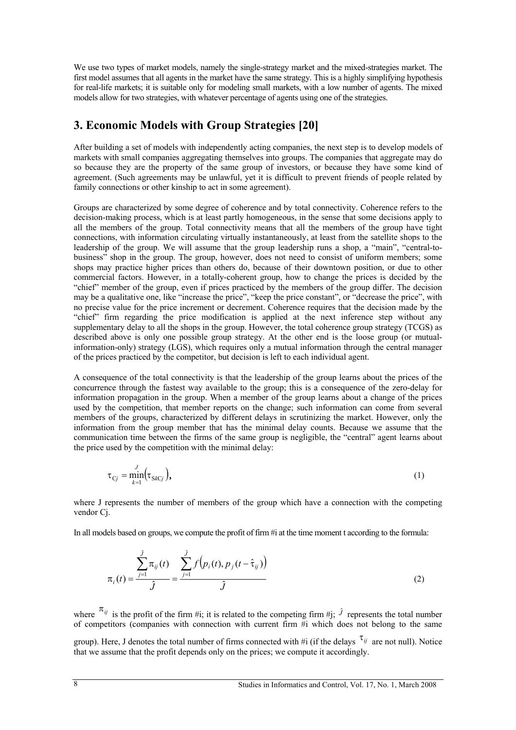We use two types of market models, namely the single-strategy market and the mixed-strategies market. The first model assumes that all agents in the market have the same strategy. This is a highly simplifying hypothesis for real-life markets; it is suitable only for modeling small markets, with a low number of agents. The mixed models allow for two strategies, with whatever percentage of agents using one of the strategies.

## 3. Economic Models with Group Strategies [20]

After building a set of models with independently acting companies, the next step is to develop models of markets with small companies aggregating themselves into groups. The companies that aggregate may do so because they are the property of the same group of investors, or because they have some kind of agreement. (Such agreements may be unlawful, yet it is difficult to prevent friends of people related by family connections or other kinship to act in some agreement).

Groups are characterized by some degree of coherence and by total connectivity. Coherence refers to the decision-making process, which is at least partly homogeneous, in the sense that some decisions apply to all the members of the group. Total connectivity means that all the members of the group have tight connections, with information circulating virtually instantaneously, at least from the satellite shops to the leadership of the group. We will assume that the group leadership runs a shop, a "main", "central-to-business" shop in the group. The group, however, does not need to consist of uniform members; some shops may practice higher prices than others do, because of their downtown position, or due to other commercial factors. However, in a totally-coherent group, how to change the prices is decided by the "chief" member of the group, even if prices practiced by the members of the group differ. The decision may be a qualitative one, like "increase the price", "keep the price constant", or "decrease the price", with no precise value for the price increment or decrement. Coherence requires that the decision made by the "chief" firm regarding the price modification is applied at the next inference step without any supplementary delay to all the shops in the group. However, the total coherence group strategy (TCGS) as described above is only one possible group strategy. At the other end is the loose group (or mutual-information-only) strategy (LGS), which requires only a mutual information through the central manager of the prices practiced by the competitor, but decision is left to each individual agent.

A consequence of the total connectivity is that the leadership of the group learns about the prices of the concurrence through the fastest way available to the group; this is a consequence of the zero-delay for information propagation in the group. When a member of the group learns about a change of the prices used by the competition, that member reports on the change; such information can come from several members of the groups, characterized by different delays in scrutinizing the market. However, only the information from the group member that has the minimal delay counts. Because we assume that the communication time between the firms of the same group is negligible, the "central" agent learns about the price used by the competition with the minimal delay:

$$\tau_{Cj} = \min_{k=1}^{J}\left(\tau_{SkCj}\right), \tag{1}$$

where J represents the number of members of the group which have a connection with the competing vendor Cj.

In all models based on groups, we compute the profit of firm #i at the time moment t according to the formula:

$$\pi_i(t) = \frac{\sum_{j=1}^{\hat{J}} \pi_{ij}(t)}{\hat{J}} = \frac{\sum_{j=1}^{\hat{J}} f\left(p_i(t), p_j(t - \hat{\tau}_{ij})\right)}{\hat{J}} \tag{2}$$

where $\pi_{ij}$ is the profit of the firm #i; it is related to the competing firm #j; $\hat{J}$ represents the total number of competitors (companies with connection with current firm #i which does not belong to the same group). Here, J denotes the total number of firms connected with #i (if the delays $\tau_{ij}$ are not null). Notice that we assume that the profit depends only on the prices; we compute it accordingly.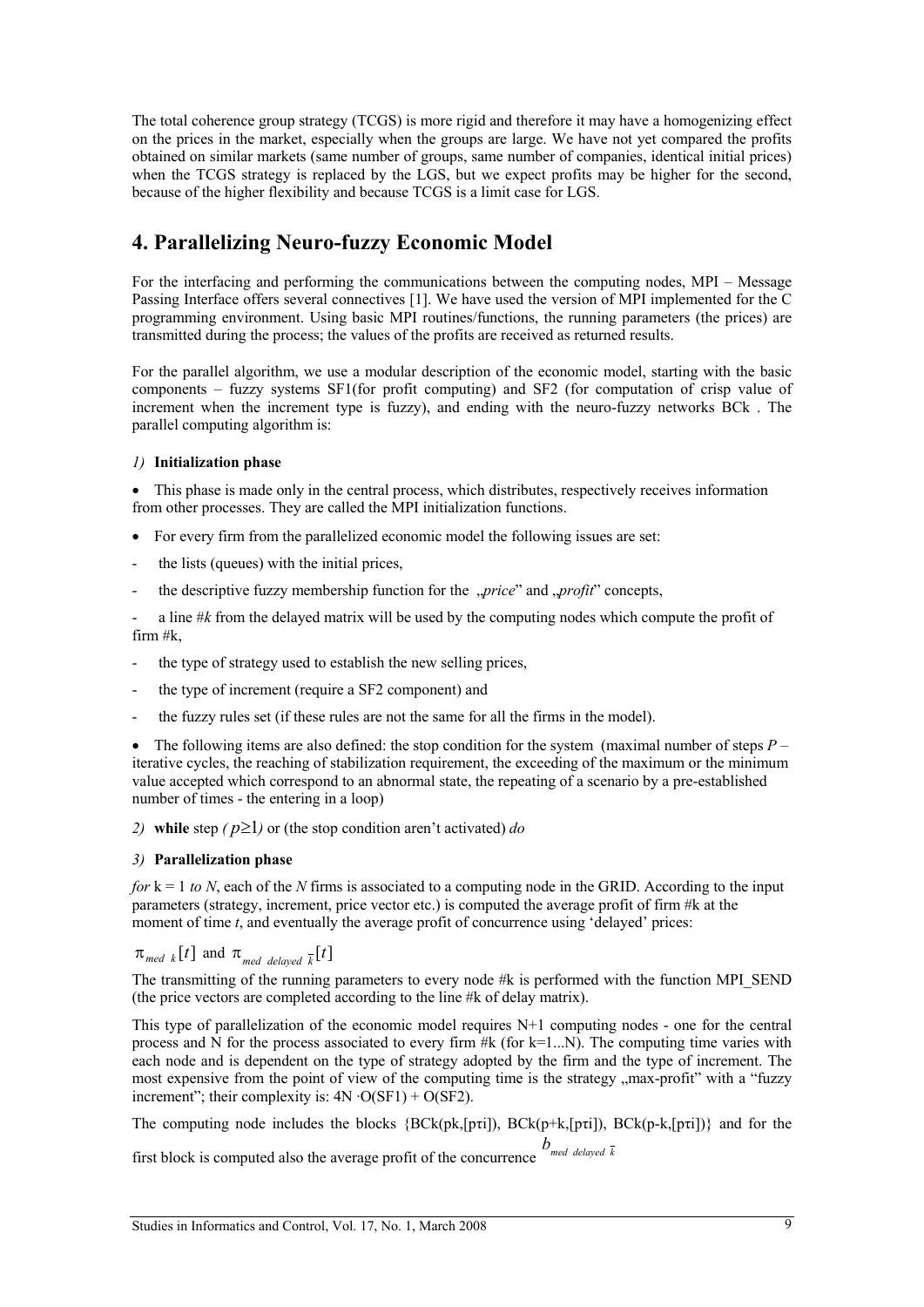The total coherence group strategy (TCGS) is more rigid and therefore it may have a homogenizing effect on the prices in the market, especially when the groups are large. We have not yet compared the profits obtained on similar markets (same number of groups, same number of companies, identical initial prices) when the TCGS strategy is replaced by the LGS, but we expect profits may be higher for the second, because of the higher flexibility and because TCGS is a limit case for LGS.

## 4. Parallelizing Neuro-fuzzy Economic Model

For the interfacing and performing the communications between the computing nodes, MPI – Message Passing Interface offers several connectives [1]. We have used the version of MPI implemented for the C programming environment. Using basic MPI routines/functions, the running parameters (the prices) are transmitted during the process; the values of the profits are received as returned results.

For the parallel algorithm, we use a modular description of the economic model, starting with the basic components – fuzzy systems SF1(for profit computing) and SF2 (for computation of crisp value of increment when the increment type is fuzzy), and ending with the neuro-fuzzy networks BCk . The parallel computing algorithm is:

*1)* **Initialization phase**

- This phase is made only in the central process, which distributes, respectively receives information from other processes. They are called the MPI initialization functions.
- For every firm from the parallelized economic model the following issues are set:

- the lists (queues) with the initial prices,
- the descriptive fuzzy membership function for the „*price*" and „*profit*" concepts,
- a line #*k* from the delayed matrix will be used by the computing nodes which compute the profit of firm #k,
- the type of strategy used to establish the new selling prices,
- the type of increment (require a SF2 component) and
- the fuzzy rules set (if these rules are not the same for all the firms in the model).

- The following items are also defined: the stop condition for the system (maximal number of steps *P* – iterative cycles, the reaching of stabilization requirement, the exceeding of the maximum or the minimum value accepted which correspond to an abnormal state, the repeating of a scenario by a pre-established number of times - the entering in a loop)

*2)* **while** step *(* $p \geq 1$*)* or (the stop condition aren't activated) *do*

*3)* **Parallelization phase**

*for* k = 1 *to N*, each of the *N* firms is associated to a computing node in the GRID. According to the input parameters (strategy, increment, price vector etc.) is computed the average profit of firm #k at the moment of time *t*, and eventually the average profit of concurrence using 'delayed' prices:

$\pi_{med\ k}[t]$ and $\pi_{med\ delayed\ \bar{k}}[t]$

The transmitting of the running parameters to every node #k is performed with the function MPI_SEND (the price vectors are completed according to the line #k of delay matrix).

This type of parallelization of the economic model requires N+1 computing nodes - one for the central process and N for the process associated to every firm #k (for k=1...N). The computing time varies with each node and is dependent on the type of strategy adopted by the firm and the type of increment. The most expensive from the point of view of the computing time is the strategy „max-profit" with a "fuzzy increment"; their complexity is: $4N \cdot O(SF1) + O(SF2)$.

The computing node includes the blocks {BCk(pk,[pτi]), BCk(p+k,[pτi]), BCk(p-k,[pτi])} and for the first block is computed also the average profit of the concurrence $b_{med\ delayed\ \bar{k}}$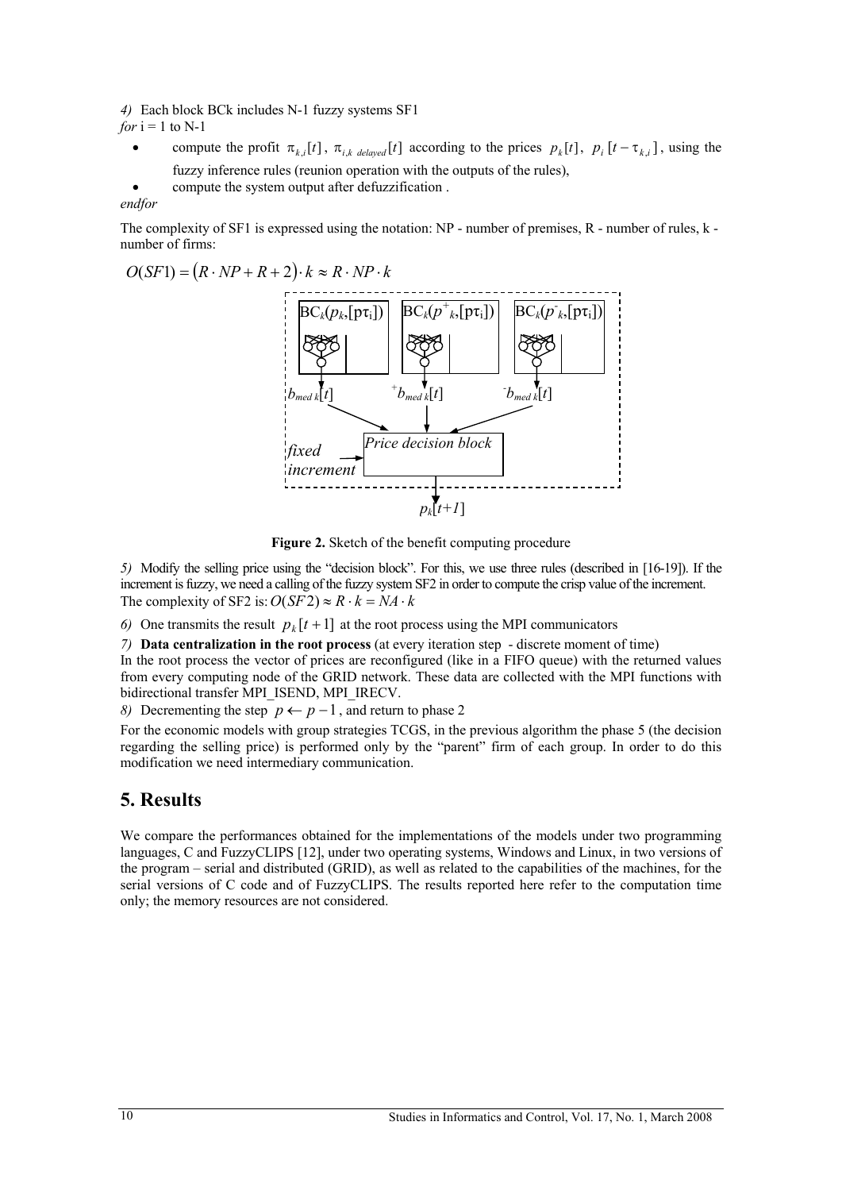*4)* Each block BCk includes N-1 fuzzy systems SF1

*for* i = 1 to N-1

- compute the profit $\pi_{k,i}[t]$, $\pi_{i,k\ delayed}[t]$ according to the prices $p_k[t]$, $p_i[t-\tau_{k,i}]$, using the fuzzy inference rules (reunion operation with the outputs of the rules),
- compute the system output after defuzzification .

*endfor*

The complexity of SF1 is expressed using the notation: NP - number of premises, R - number of rules, k - number of firms:

$$O(SF1) = (R \cdot NP + R + 2) \cdot k \approx R \cdot NP \cdot k$$

**Figure 2.** Sketch of the benefit computing procedure

*5)* Modify the selling price using the "decision block". For this, we use three rules (described in [16-19]). If the increment is fuzzy, we need a calling of the fuzzy system SF2 in order to compute the crisp value of the increment. The complexity of SF2 is: $O(SF2) \approx R \cdot k = NA \cdot k$

*6)* One transmits the result $p_k[t+1]$ at the root process using the MPI communicators

*7)* **Data centralization in the root process** (at every iteration step - discrete moment of time)

In the root process the vector of prices are reconfigured (like in a FIFO queue) with the returned values from every computing node of the GRID network. These data are collected with the MPI functions with bidirectional transfer MPI_ISEND, MPI_IRECV.

*8)* Decrementing the step $p \leftarrow p-1$, and return to phase 2

For the economic models with group strategies TCGS, in the previous algorithm the phase 5 (the decision regarding the selling price) is performed only by the "parent" firm of each group. In order to do this modification we need intermediary communication.

## 5. Results

We compare the performances obtained for the implementations of the models under two programming languages, C and FuzzyCLIPS [12], under two operating systems, Windows and Linux, in two versions of the program – serial and distributed (GRID), as well as related to the capabilities of the machines, for the serial versions of C code and of FuzzyCLIPS. The results reported here refer to the computation time only; the memory resources are not considered.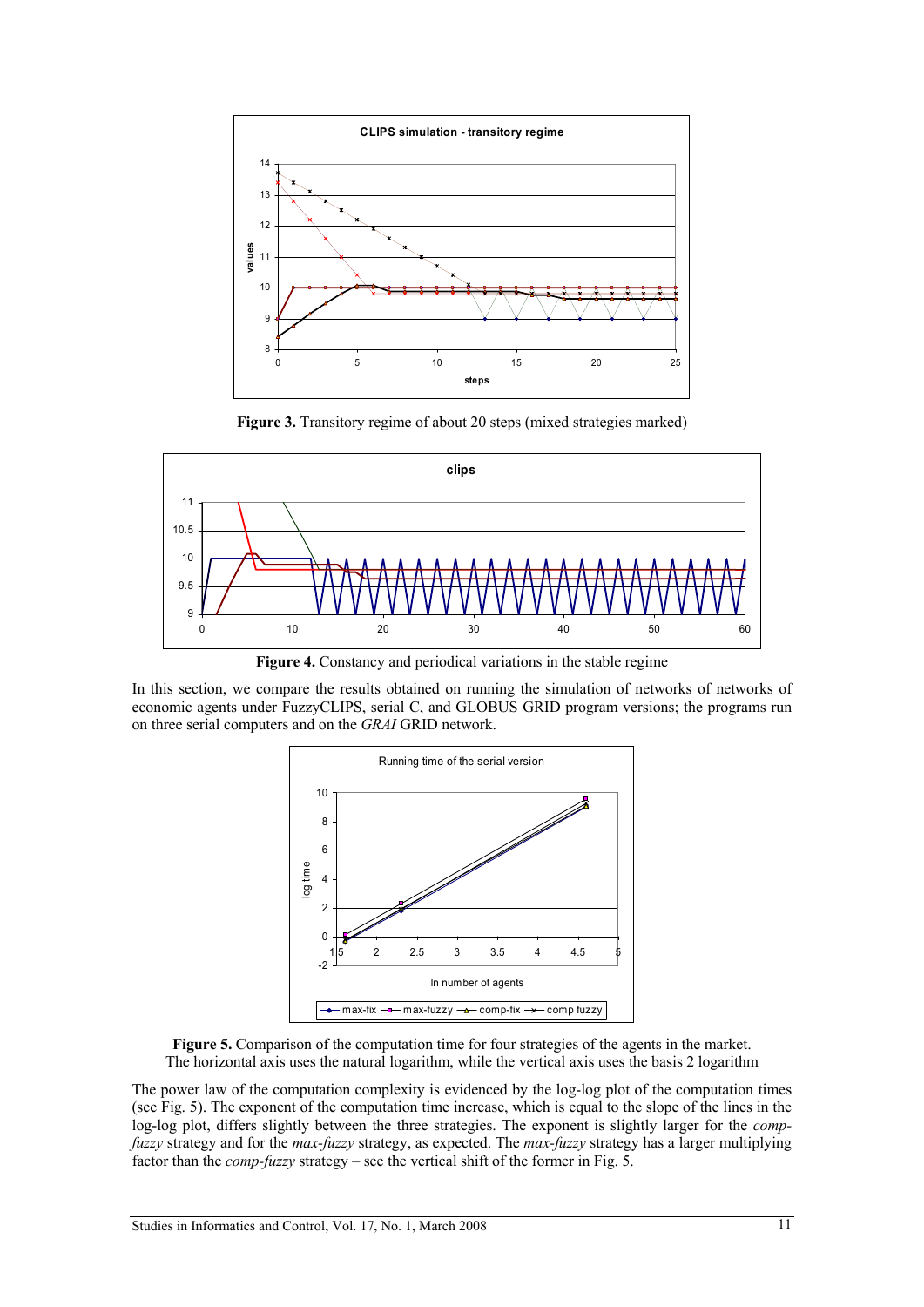**Figure 3.** Transitory regime of about 20 steps (mixed strategies marked)

**Figure 4.** Constancy and periodical variations in the stable regime

In this section, we compare the results obtained on running the simulation of networks of networks of economic agents under FuzzyCLIPS, serial C, and GLOBUS GRID program versions; the programs run on three serial computers and on the *GRAI* GRID network.

**Figure 5.** Comparison of the computation time for four strategies of the agents in the market. The horizontal axis uses the natural logarithm, while the vertical axis uses the basis 2 logarithm

The power law of the computation complexity is evidenced by the log-log plot of the computation times (see Fig. 5). The exponent of the computation time increase, which is equal to the slope of the lines in the log-log plot, differs slightly between the three strategies. The exponent is slightly larger for the *comp-fuzzy* strategy and for the *max-fuzzy* strategy, as expected. The *max-fuzzy* strategy has a larger multiplying factor than the *comp-fuzzy* strategy – see the vertical shift of the former in Fig. 5.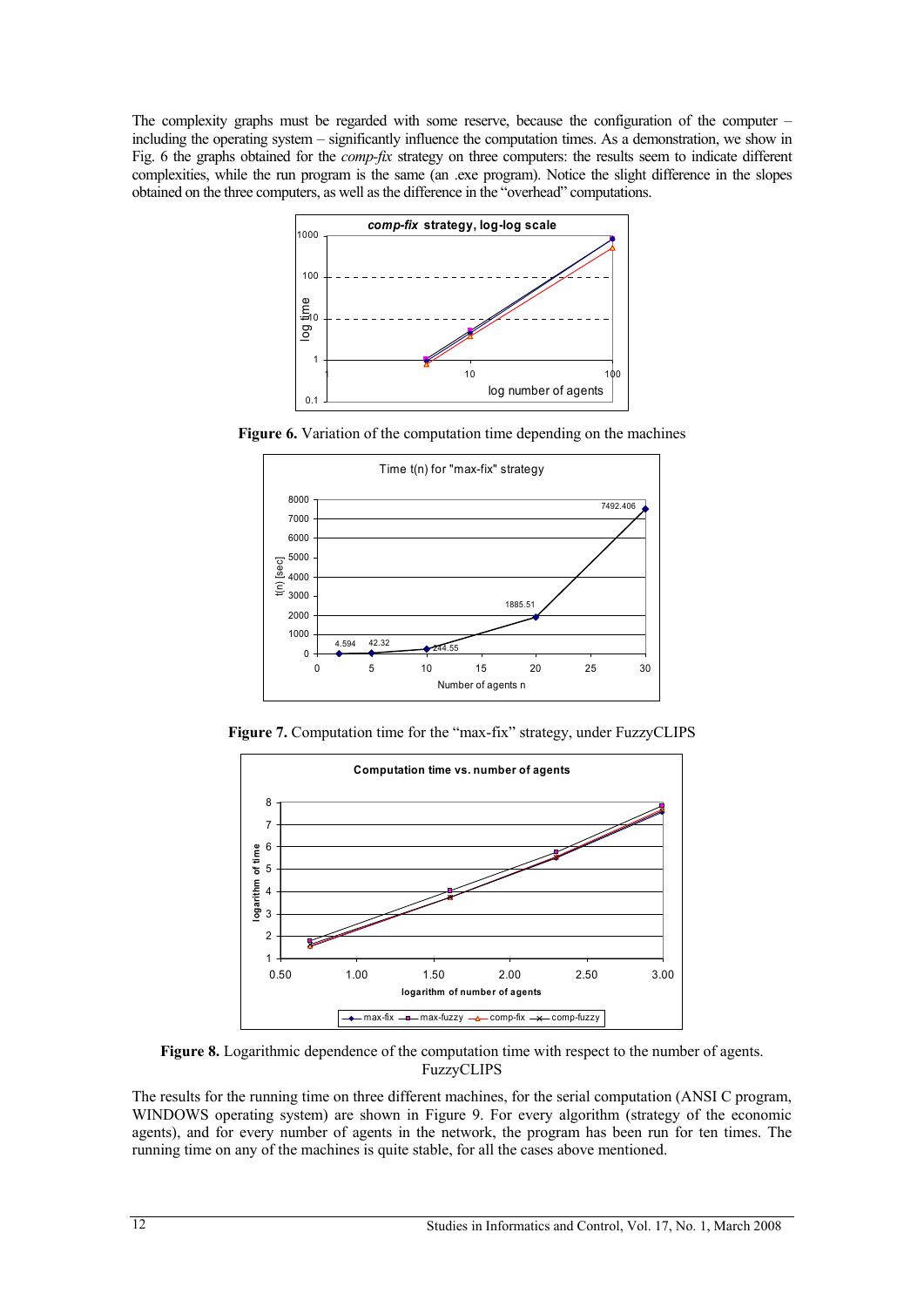The complexity graphs must be regarded with some reserve, because the configuration of the computer – including the operating system – significantly influence the computation times. As a demonstration, we show in Fig. 6 the graphs obtained for the *comp-fix* strategy on three computers: the results seem to indicate different complexities, while the run program is the same (an .exe program). Notice the slight difference in the slopes obtained on the three computers, as well as the difference in the "overhead" computations.

**Figure 6.** Variation of the computation time depending on the machines

**Figure 7.** Computation time for the "max-fix" strategy, under FuzzyCLIPS

**Figure 8.** Logarithmic dependence of the computation time with respect to the number of agents. FuzzyCLIPS

The results for the running time on three different machines, for the serial computation (ANSI C program, WINDOWS operating system) are shown in Figure 9. For every algorithm (strategy of the economic agents), and for every number of agents in the network, the program has been run for ten times. The running time on any of the machines is quite stable, for all the cases above mentioned.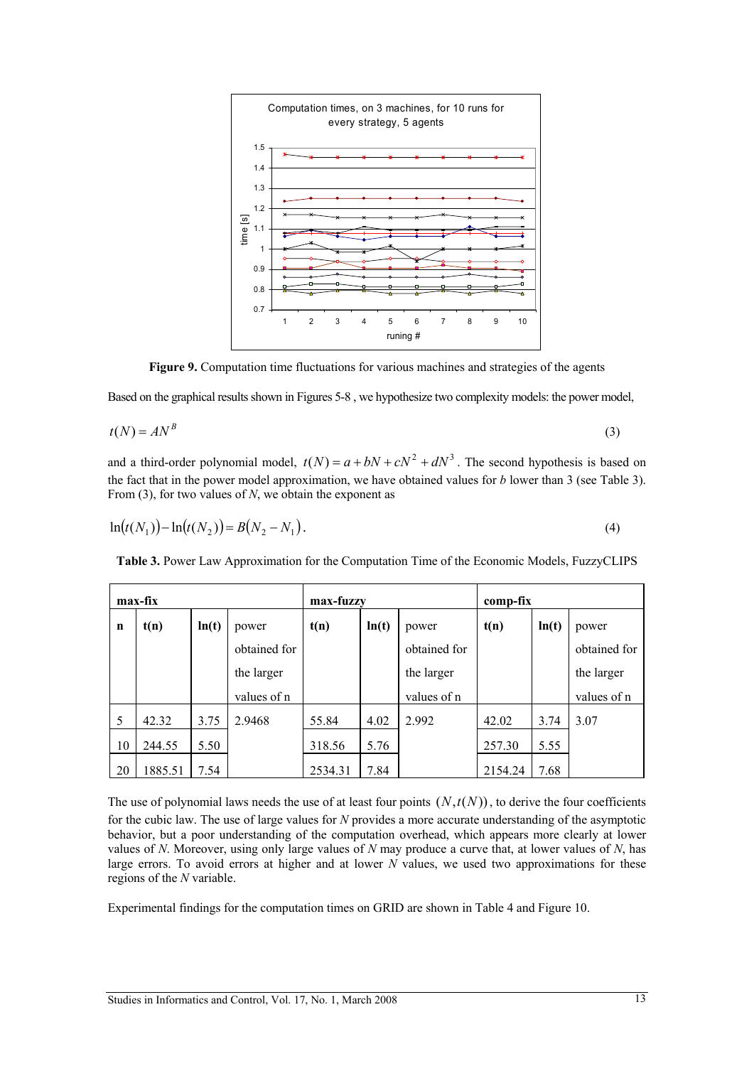**Figure 9.** Computation time fluctuations for various machines and strategies of the agents

Based on the graphical results shown in Figures 5-8 , we hypothesize two complexity models: the power model,

$$t(N) = AN^B \tag{3}$$

and a third-order polynomial model, $t(N) = a + bN + cN^2 + dN^3$. The second hypothesis is based on the fact that in the power model approximation, we have obtained values for $b$ lower than 3 (see Table 3). From (3), for two values of $N$, we obtain the exponent as

$$\ln(t(N_1)) - \ln(t(N_2)) = B(N_2 - N_1). \tag{4}$$

**Table 3.** Power Law Approximation for the Computation Time of the Economic Models, FuzzyCLIPS

| **max-fix** | | | | **max-fuzzy** | | | **comp-fix** | | |
|---|---|---|---|---|---|---|---|---|---|
| **n** | **t(n)** | **ln(t)** | power obtained for the larger values of n | **t(n)** | **ln(t)** | power obtained for the larger values of n | **t(n)** | **ln(t)** | power obtained for the larger values of n |
| 5 | 42.32 | 3.75 | 2.9468 | 55.84 | 4.02 | 2.992 | 42.02 | 3.74 | 3.07 |
| 10 | 244.55 | 5.50 | | 318.56 | 5.76 | | 257.30 | 5.55 | |
| 20 | 1885.51 | 7.54 | | 2534.31 | 7.84 | | 2154.24 | 7.68 | |

The use of polynomial laws needs the use of at least four points $(N, t(N))$, to derive the four coefficients for the cubic law. The use of large values for $N$ provides a more accurate understanding of the asymptotic behavior, but a poor understanding of the computation overhead, which appears more clearly at lower values of $N$. Moreover, using only large values of $N$ may produce a curve that, at lower values of $N$, has large errors. To avoid errors at higher and at lower $N$ values, we used two approximations for these regions of the $N$ variable.

Experimental findings for the computation times on GRID are shown in Table 4 and Figure 10.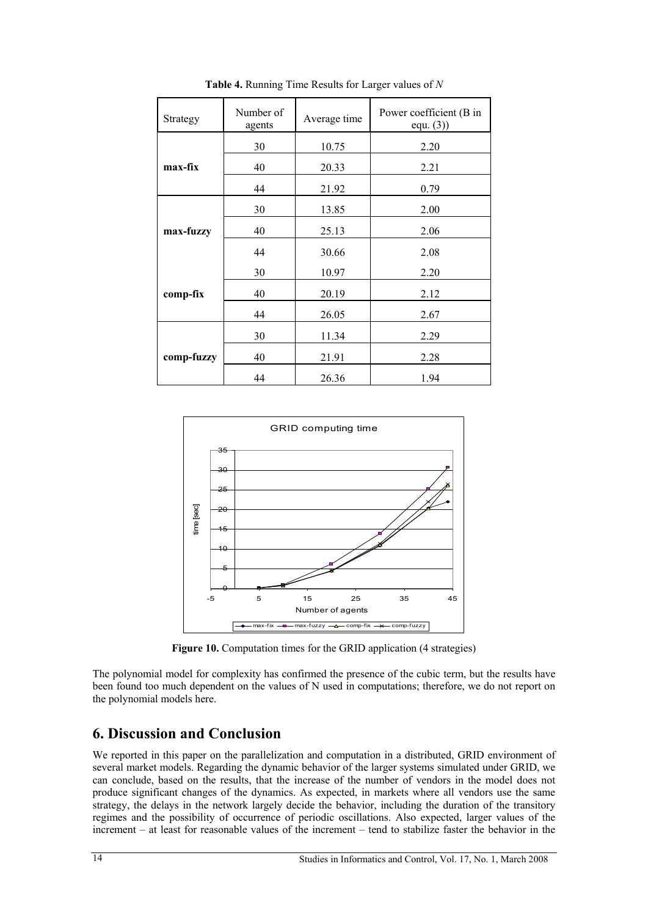**Table 4.** Running Time Results for Larger values of *N*

| Strategy | Number of agents | Average time | Power coefficient (B in equ. (3)) |
|---|---|---|---|
| **max-fix** | 30 | 10.75 | 2.20 |
| | 40 | 20.33 | 2.21 |
| | 44 | 21.92 | 0.79 |
| **max-fuzzy** | 30 | 13.85 | 2.00 |
| | 40 | 25.13 | 2.06 |
| | 44 | 30.66 | 2.08 |
| **comp-fix** | 30 | 10.97 | 2.20 |
| | 40 | 20.19 | 2.12 |
| | 44 | 26.05 | 2.67 |
| **comp-fuzzy** | 30 | 11.34 | 2.29 |
| | 40 | 21.91 | 2.28 |
| | 44 | 26.36 | 1.94 |

**Figure 10.** Computation times for the GRID application (4 strategies)

The polynomial model for complexity has confirmed the presence of the cubic term, but the results have been found too much dependent on the values of N used in computations; therefore, we do not report on the polynomial models here.

## 6. Discussion and Conclusion

We reported in this paper on the parallelization and computation in a distributed, GRID environment of several market models. Regarding the dynamic behavior of the larger systems simulated under GRID, we can conclude, based on the results, that the increase of the number of vendors in the model does not produce significant changes of the dynamics. As expected, in markets where all vendors use the same strategy, the delays in the network largely decide the behavior, including the duration of the transitory regimes and the possibility of occurrence of periodic oscillations. Also expected, larger values of the increment – at least for reasonable values of the increment – tend to stabilize faster the behavior in the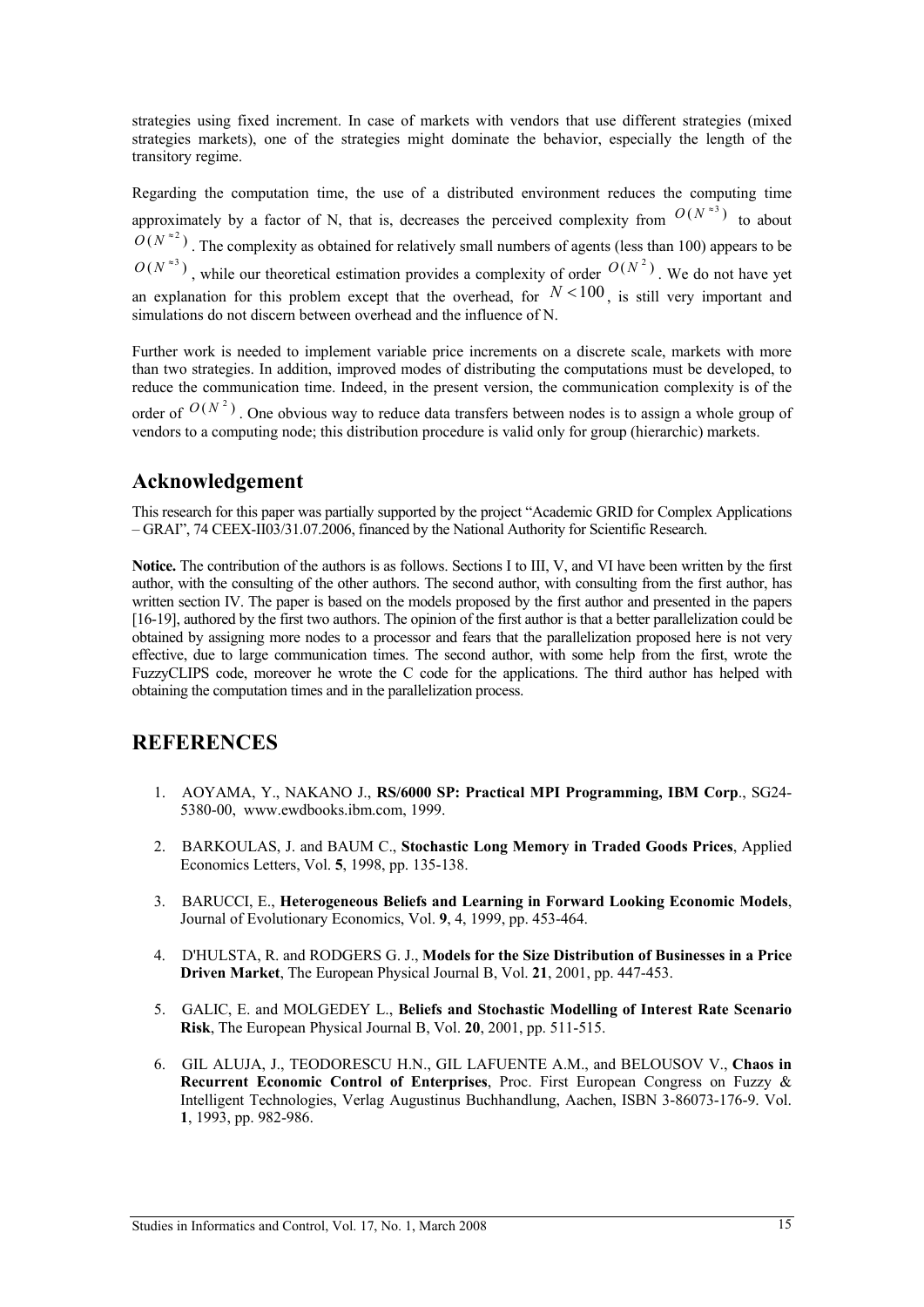strategies using fixed increment. In case of markets with vendors that use different strategies (mixed strategies markets), one of the strategies might dominate the behavior, especially the length of the transitory regime.

Regarding the computation time, the use of a distributed environment reduces the computing time approximately by a factor of N, that is, decreases the perceived complexity from $O(N^{\approx 3})$ to about $O(N^{\approx 2})$. The complexity as obtained for relatively small numbers of agents (less than 100) appears to be $O(N^{\approx 3})$, while our theoretical estimation provides a complexity of order $O(N^2)$. We do not have yet an explanation for this problem except that the overhead, for $N < 100$, is still very important and simulations do not discern between overhead and the influence of N.

Further work is needed to implement variable price increments on a discrete scale, markets with more than two strategies. In addition, improved modes of distributing the computations must be developed, to reduce the communication time. Indeed, in the present version, the communication complexity is of the order of $O(N^2)$. One obvious way to reduce data transfers between nodes is to assign a whole group of vendors to a computing node; this distribution procedure is valid only for group (hierarchic) markets.

## Acknowledgement

This research for this paper was partially supported by the project "Academic GRID for Complex Applications – GRAI", 74 CEEX-II03/31.07.2006, financed by the National Authority for Scientific Research.

**Notice.** The contribution of the authors is as follows. Sections I to III, V, and VI have been written by the first author, with the consulting of the other authors. The second author, with consulting from the first author, has written section IV. The paper is based on the models proposed by the first author and presented in the papers [16-19], authored by the first two authors. The opinion of the first author is that a better parallelization could be obtained by assigning more nodes to a processor and fears that the parallelization proposed here is not very effective, due to large communication times. The second author, with some help from the first, wrote the FuzzyCLIPS code, moreover he wrote the C code for the applications. The third author has helped with obtaining the computation times and in the parallelization process.

## REFERENCES

1. AOYAMA, Y., NAKANO J., **RS/6000 SP: Practical MPI Programming, IBM Corp**., SG24-5380-00, www.ewdbooks.ibm.com, 1999.

2. BARKOULAS, J. and BAUM C., **Stochastic Long Memory in Traded Goods Prices**, Applied Economics Letters, Vol. **5**, 1998, pp. 135-138.

3. BARUCCI, E., **Heterogeneous Beliefs and Learning in Forward Looking Economic Models**, Journal of Evolutionary Economics, Vol. **9**, 4, 1999, pp. 453-464.

4. D'HULSTA, R. and RODGERS G. J., **Models for the Size Distribution of Businesses in a Price Driven Market**, The European Physical Journal B, Vol. **21**, 2001, pp. 447-453.

5. GALIC, E. and MOLGEDEY L., **Beliefs and Stochastic Modelling of Interest Rate Scenario Risk**, The European Physical Journal B, Vol. **20**, 2001, pp. 511-515.

6. GIL ALUJA, J., TEODORESCU H.N., GIL LAFUENTE A.M., and BELOUSOV V., **Chaos in Recurrent Economic Control of Enterprises**, Proc. First European Congress on Fuzzy & Intelligent Technologies, Verlag Augustinus Buchhandlung, Aachen, ISBN 3-86073-176-9. Vol. **1**, 1993, pp. 982-986.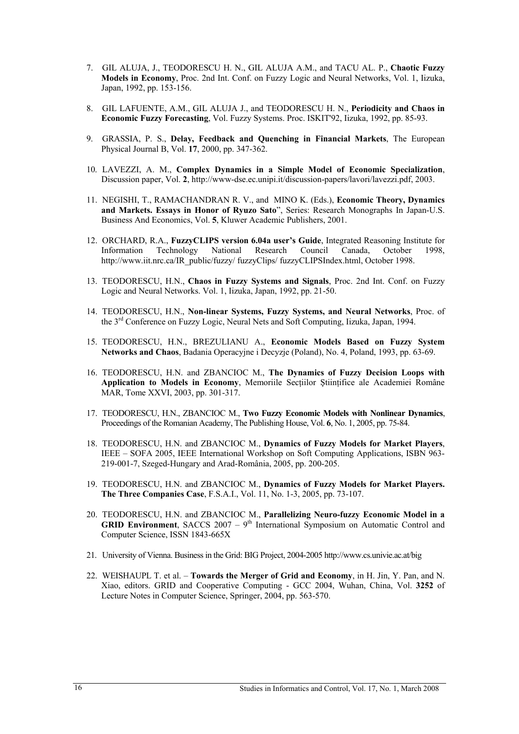7. GIL ALUJA, J., TEODORESCU H. N., GIL ALUJA A.M., and TACU AL. P., **Chaotic Fuzzy Models in Economy**, Proc. 2nd Int. Conf. on Fuzzy Logic and Neural Networks, Vol. 1, Iizuka, Japan, 1992, pp. 153-156.

8. GIL LAFUENTE, A.M., GIL ALUJA J., and TEODORESCU H. N., **Periodicity and Chaos in Economic Fuzzy Forecasting**, Vol. Fuzzy Systems. Proc. ISKIT'92, Iizuka, 1992, pp. 85-93.

9. GRASSIA, P. S., **Delay, Feedback and Quenching in Financial Markets**, The European Physical Journal B, Vol. **17**, 2000, pp. 347-362.

10. LAVEZZI, A. M., **Complex Dynamics in a Simple Model of Economic Specialization**, Discussion paper, Vol. **2**, http://www-dse.ec.unipi.it/discussion-papers/lavori/lavezzi.pdf, 2003.

11. NEGISHI, T., RAMACHANDRAN R. V., and MINO K. (Eds.), **Economic Theory, Dynamics and Markets. Essays in Honor of Ryuzo Sato**", Series: Research Monographs In Japan-U.S. Business And Economics, Vol. **5**, Kluwer Academic Publishers, 2001.

12. ORCHARD, R.A., **FuzzyCLIPS version 6.04a user's Guide**, Integrated Reasoning Institute for Information Technology National Research Council Canada, October 1998, http://www.iit.nrc.ca/IR_public/fuzzy/ fuzzyClips/ fuzzyCLIPSIndex.html, October 1998.

13. TEODORESCU, H.N., **Chaos in Fuzzy Systems and Signals**, Proc. 2nd Int. Conf. on Fuzzy Logic and Neural Networks. Vol. 1, Iizuka, Japan, 1992, pp. 21-50.

14. TEODORESCU, H.N., **Non-linear Systems, Fuzzy Systems, and Neural Networks**, Proc. of the 3rd Conference on Fuzzy Logic, Neural Nets and Soft Computing, Iizuka, Japan, 1994.

15. TEODORESCU, H.N., BREZULIANU A., **Economic Models Based on Fuzzy System Networks and Chaos**, Badania Operacyjne i Decyzje (Poland), No. 4, Poland, 1993, pp. 63-69.

16. TEODORESCU, H.N. and ZBANCIOC M., **The Dynamics of Fuzzy Decision Loops with Application to Models in Economy**, Memoriile Secțiilor Științifice ale Academiei Române MAR, Tome XXVI, 2003, pp. 301-317.

17. TEODORESCU, H.N., ZBANCIOC M., **Two Fuzzy Economic Models with Nonlinear Dynamics**, Proceedings of the Romanian Academy, The Publishing House, Vol. **6**, No. 1, 2005, pp. 75-84.

18. TEODORESCU, H.N. and ZBANCIOC M., **Dynamics of Fuzzy Models for Market Players**, IEEE – SOFA 2005, IEEE International Workshop on Soft Computing Applications, ISBN 963-219-001-7, Szeged-Hungary and Arad-România, 2005, pp. 200-205.

19. TEODORESCU, H.N. and ZBANCIOC M., **Dynamics of Fuzzy Models for Market Players. The Three Companies Case**, F.S.A.I., Vol. 11, No. 1-3, 2005, pp. 73-107.

20. TEODORESCU, H.N. and ZBANCIOC M., **Parallelizing Neuro-fuzzy Economic Model in a GRID Environment**, SACCS 2007 – 9th International Symposium on Automatic Control and Computer Science, ISSN 1843-665X

21. University of Vienna. Business in the Grid: BIG Project, 2004-2005 http://www.cs.univie.ac.at/big

22. WEISHAUPL T. et al. – **Towards the Merger of Grid and Economy**, in H. Jin, Y. Pan, and N. Xiao, editors. GRID and Cooperative Computing - GCC 2004, Wuhan, China, Vol. **3252** of Lecture Notes in Computer Science, Springer, 2004, pp. 563-570.